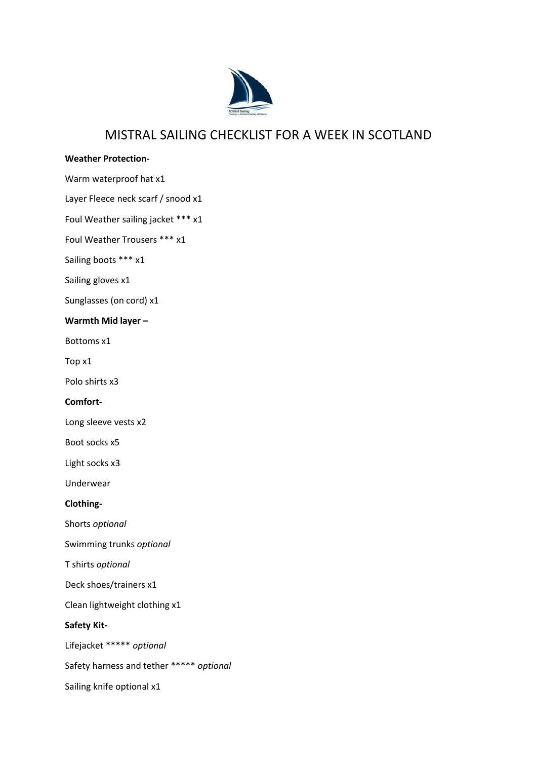# MISTRAL SAILING CHECKLIST FOR A WEEK IN SCOTLAND

**Weather Protection-**

Warm waterproof hat x1

Layer Fleece neck scarf / snood x1

Foul Weather sailing jacket *** x1

Foul Weather Trousers *** x1

Sailing boots *** x1

Sailing gloves x1

Sunglasses (on cord) x1

**Warmth Mid layer –**

Bottoms x1

Top x1

Polo shirts x3

**Comfort-**

Long sleeve vests x2

Boot socks x5

Light socks x3

Underwear

**Clothing-**

Shorts *optional*

Swimming trunks *optional*

T shirts *optional*

Deck shoes/trainers x1

Clean lightweight clothing x1

**Safety Kit-**

Lifejacket ***** *optional*

Safety harness and tether ***** *optional*

Sailing knife optional x1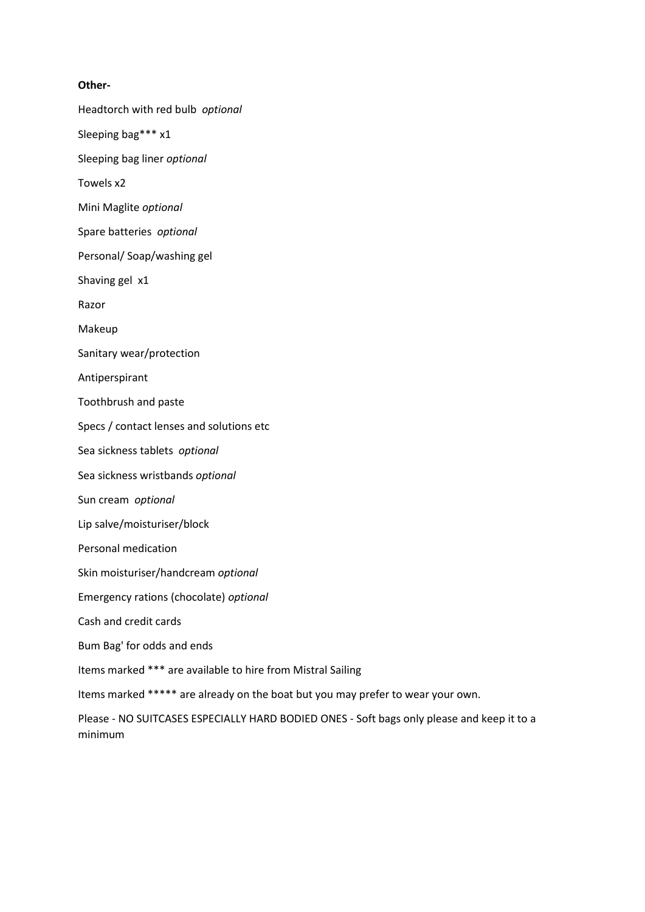**Other-**

Headtorch with red bulb *optional*

Sleeping bag*** x1

Sleeping bag liner *optional*

Towels x2

Mini Maglite *optional*

Spare batteries *optional*

Personal/ Soap/washing gel

Shaving gel x1

Razor

Makeup

Sanitary wear/protection

Antiperspirant

Toothbrush and paste

Specs / contact lenses and solutions etc

Sea sickness tablets *optional*

Sea sickness wristbands *optional*

Sun cream *optional*

Lip salve/moisturiser/block

Personal medication

Skin moisturiser/handcream *optional*

Emergency rations (chocolate) *optional*

Cash and credit cards

Bum Bag' for odds and ends

Items marked *** are available to hire from Mistral Sailing

Items marked ***** are already on the boat but you may prefer to wear your own.

Please - NO SUITCASES ESPECIALLY HARD BODIED ONES - Soft bags only please and keep it to a minimum